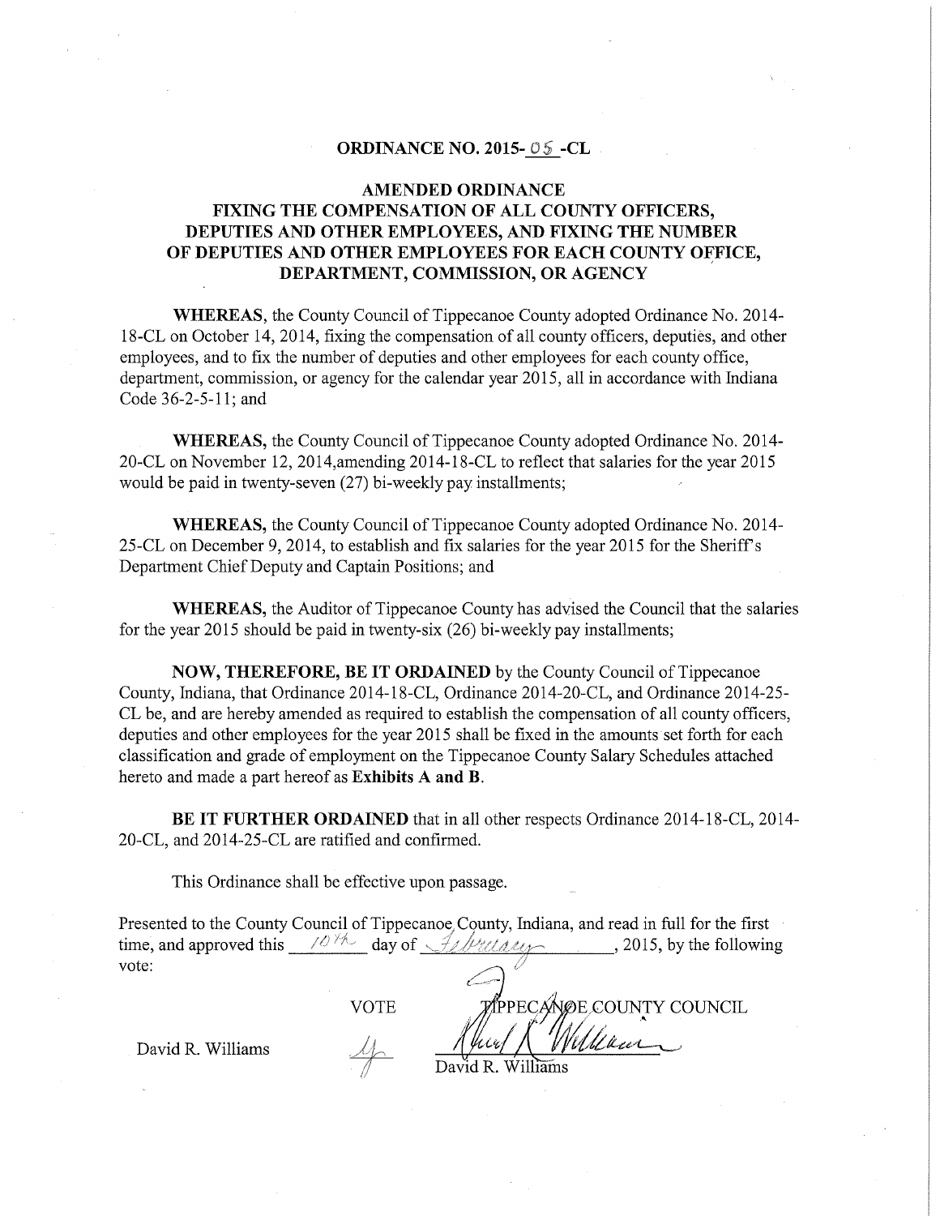## ORDINANCE NO. 2015-05-CL

## AMENDED ORDINANCE
## FIXING THE COMPENSATION OF ALL COUNTY OFFICERS, DEPUTIES AND OTHER EMPLOYEES, AND FIXING THE NUMBER OF DEPUTIES AND OTHER EMPLOYEES FOR EACH COUNTY OFFICE, DEPARTMENT, COMMISSION, OR AGENCY

**WHEREAS,** the County Council of Tippecanoe County adopted Ordinance No. 2014-18-CL on October 14, 2014, fixing the compensation of all county officers, deputies, and other employees, and to fix the number of deputies and other employees for each county office, department, commission, or agency for the calendar year 2015, all in accordance with Indiana Code 36-2-5-11; and

**WHEREAS,** the County Council of Tippecanoe County adopted Ordinance No. 2014-20-CL on November 12, 2014,amending 2014-18-CL to reflect that salaries for the year 2015 would be paid in twenty-seven (27) bi-weekly pay installments;

**WHEREAS,** the County Council of Tippecanoe County adopted Ordinance No. 2014-25-CL on December 9, 2014, to establish and fix salaries for the year 2015 for the Sheriff's Department Chief Deputy and Captain Positions; and

**WHEREAS,** the Auditor of Tippecanoe County has advised the Council that the salaries for the year 2015 should be paid in twenty-six (26) bi-weekly pay installments;

**NOW, THEREFORE, BE IT ORDAINED** by the County Council of Tippecanoe County, Indiana, that Ordinance 2014-18-CL, Ordinance 2014-20-CL, and Ordinance 2014-25-CL be, and are hereby amended as required to establish the compensation of all county officers, deputies and other employees for the year 2015 shall be fixed in the amounts set forth for each classification and grade of employment on the Tippecanoe County Salary Schedules attached hereto and made a part hereof as **Exhibits A and B**.

**BE IT FURTHER ORDAINED** that in all other respects Ordinance 2014-18-CL, 2014-20-CL, and 2014-25-CL are ratified and confirmed.

This Ordinance shall be effective upon passage.

Presented to the County Council of Tippecanoe County, Indiana, and read in full for the first time, and approved this 10th day of February, 2015, by the following vote:

| | VOTE | TIPPECANOE COUNTY COUNCIL |
|---|---|---|
| David R. Williams | Y | David R. Williams |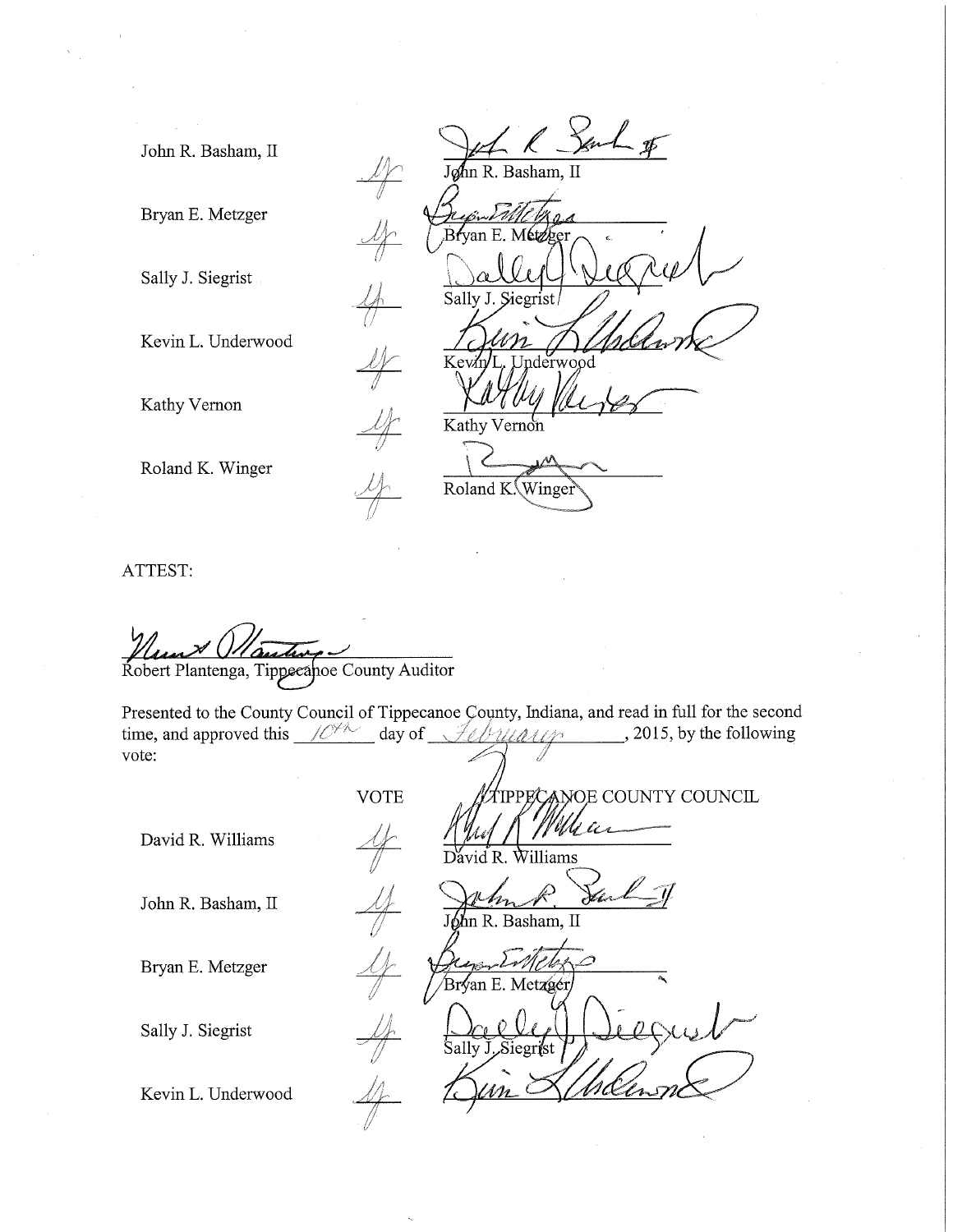| | | |
|---|---|---|
| John R. Basham, II | Ay | John R. Basham, II |
| Bryan E. Metzger | Ay | Bryan E. Metzger |
| Sally J. Siegrist | Ay | Sally J. Siegrist |
| Kevin L. Underwood | Ay | Kevin L. Underwood |
| Kathy Vernon | Ay | Kathy Vernon |
| Roland K. Winger | Ay | Roland K. Winger |

ATTEST:

Robert Plantenga, Tippecanoe County Auditor

Presented to the County Council of Tippecanoe County, Indiana, and read in full for the second time, and approved this 10th day of February, 2015, by the following vote:

| | VOTE | TIPPECANOE COUNTY COUNCIL |
|---|---|---|
| David R. Williams | Ay | David R. Williams |
| John R. Basham, II | Ay | John R. Basham, II |
| Bryan E. Metzger | Ay | Bryan E. Metzger |
| Sally J. Siegrist | Ay | Sally J. Siegrist |
| Kevin L. Underwood | Ay | |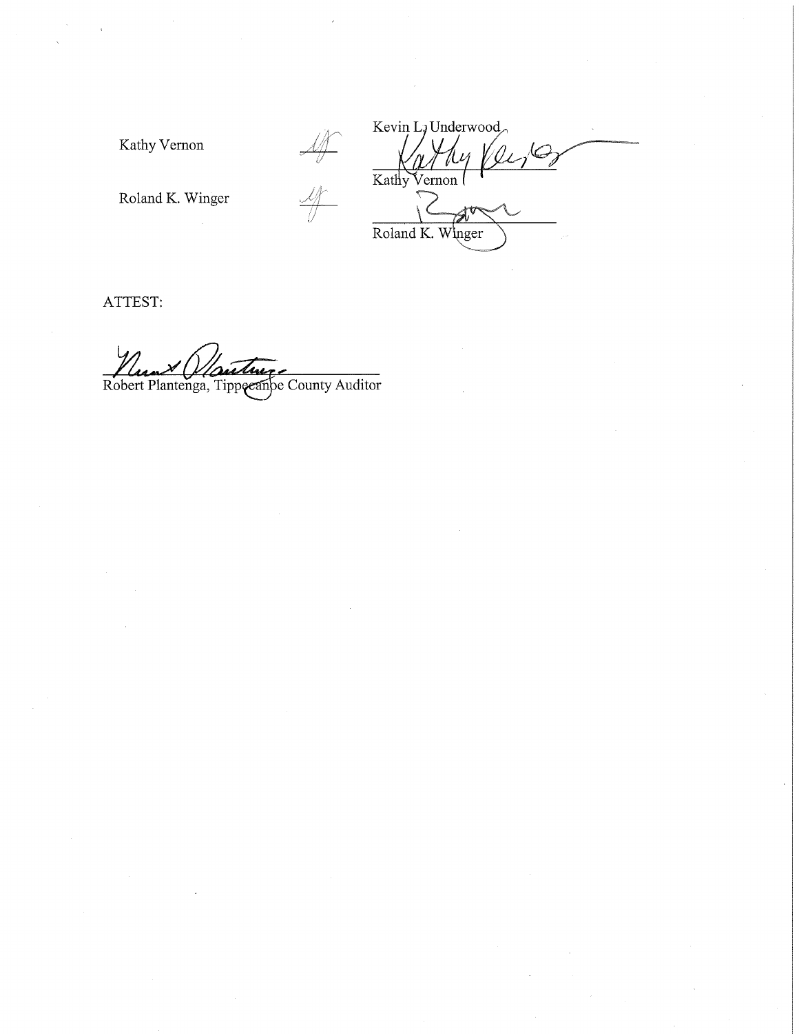| | | |
|---|---|---|
| Kathy Vernon | | Kevin L. Underwood |
| | | Kathy Vernon |
| Roland K. Winger | | Roland K. Winger |

ATTEST:

Robert Plantenga, Tippecanoe County Auditor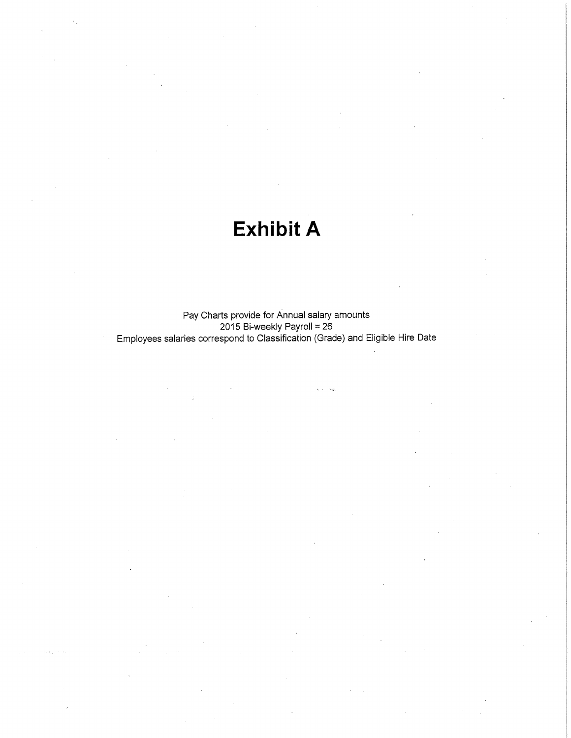# Exhibit A

Pay Charts provide for Annual salary amounts
2015 Bi-weekly Payroll = 26
Employees salaries correspond to Classification (Grade) and Eligible Hire Date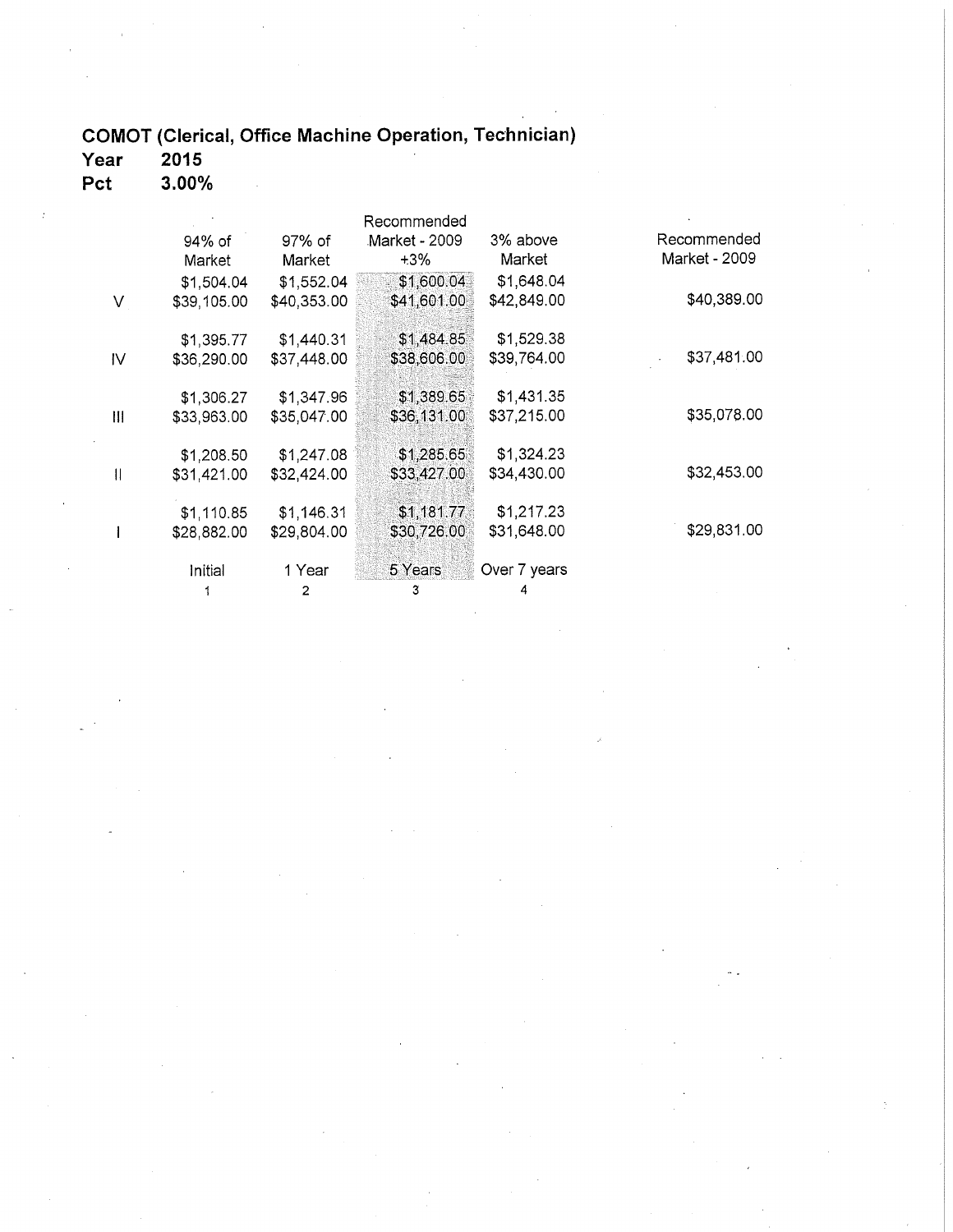**COMOT (Clerical, Office Machine Operation, Technician)**
**Year 2015**
**Pct 3.00%**

| | 94% of Market | 97% of Market | Recommended Market - 2009 +3% | 3% above Market | Recommended Market - 2009 |
|---|---|---|---|---|---|
| | $1,504.04 | $1,552.04 | $1,600.04 | $1,648.04 | |
| V | $39,105.00 | $40,353.00 | $41,601.00 | $42,849.00 | $40,389.00 |
| | $1,395.77 | $1,440.31 | $1,484.85 | $1,529.38 | |
| IV | $36,290.00 | $37,448.00 | $38,606.00 | $39,764.00 | $37,481.00 |
| | $1,306.27 | $1,347.96 | $1,389.65 | $1,431.35 | |
| III | $33,963.00 | $35,047.00 | $36,131.00 | $37,215.00 | $35,078.00 |
| | $1,208.50 | $1,247.08 | $1,285.65 | $1,324.23 | |
| II | $31,421.00 | $32,424.00 | $33,427.00 | $34,430.00 | $32,453.00 |
| | $1,110.85 | $1,146.31 | $1,181.77 | $1,217.23 | |
| I | $28,882.00 | $29,804.00 | $30,726.00 | $31,648.00 | $29,831.00 |
| | Initial | 1 Year | 5 Years | Over 7 years | |
| | 1 | 2 | 3 | 4 | |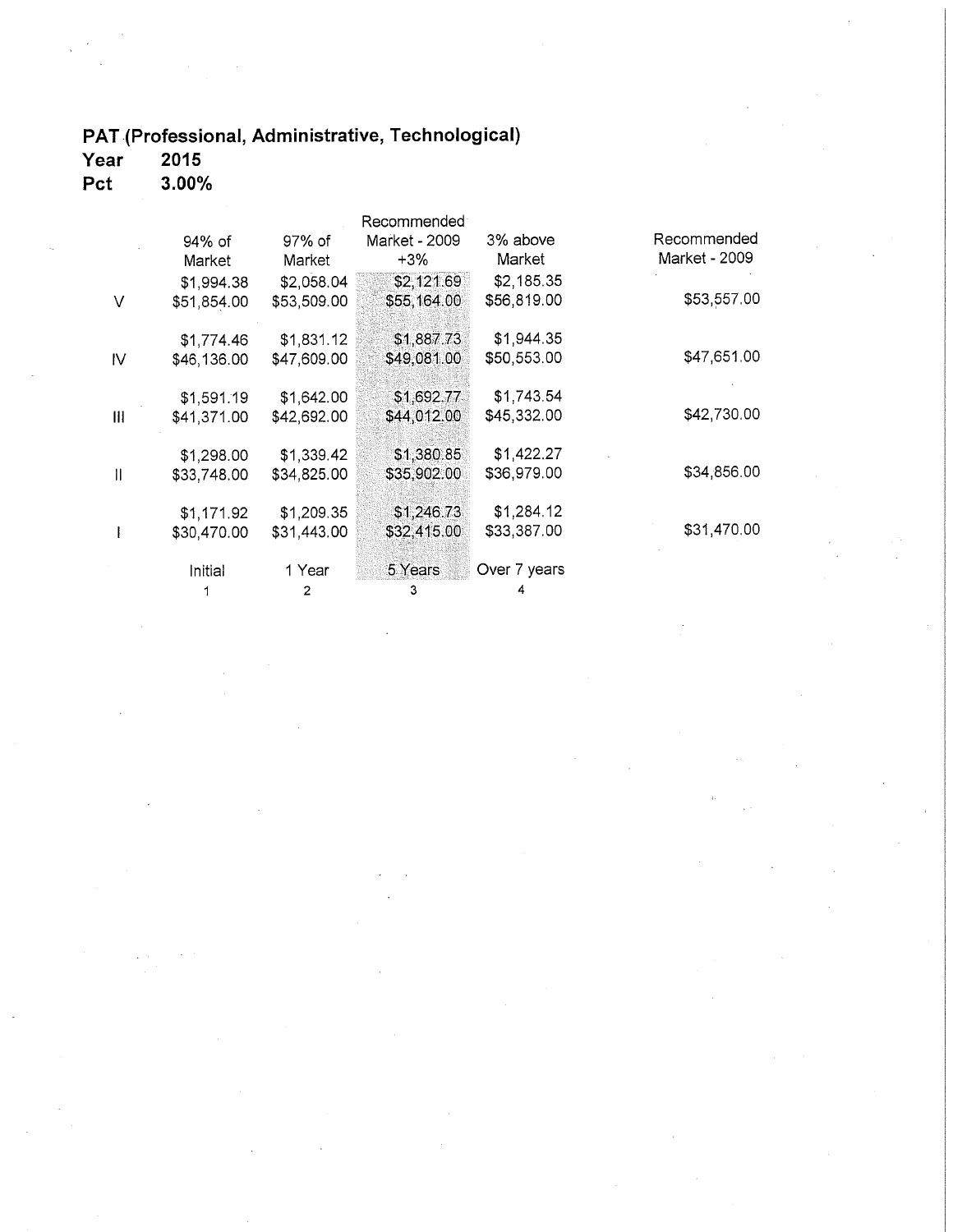**PAT (Professional, Administrative, Technological)**
**Year** 2015
**Pct** 3.00%

| | 94% of Market | 97% of Market | Recommended Market - 2009 +3% | 3% above Market | Recommended Market - 2009 |
|---|---|---|---|---|---|
| | $1,994.38 | $2,058.04 | $2,121.69 | $2,185.35 | |
| V | $51,854.00 | $53,509.00 | $55,164.00 | $56,819.00 | $53,557.00 |
| | $1,774.46 | $1,831.12 | $1,887.73 | $1,944.35 | |
| IV | $46,136.00 | $47,609.00 | $49,081.00 | $50,553.00 | $47,651.00 |
| | $1,591.19 | $1,642.00 | $1,692.77 | $1,743.54 | |
| III | $41,371.00 | $42,692.00 | $44,012.00 | $45,332.00 | $42,730.00 |
| | $1,298.00 | $1,339.42 | $1,380.85 | $1,422.27 | |
| II | $33,748.00 | $34,825.00 | $35,902.00 | $36,979.00 | $34,856.00 |
| | $1,171.92 | $1,209.35 | $1,246.73 | $1,284.12 | |
| I | $30,470.00 | $31,443.00 | $32,415.00 | $33,387.00 | $31,470.00 |
| | Initial | 1 Year | 5 Years | Over 7 years | |
| | 1 | 2 | 3 | 4 | |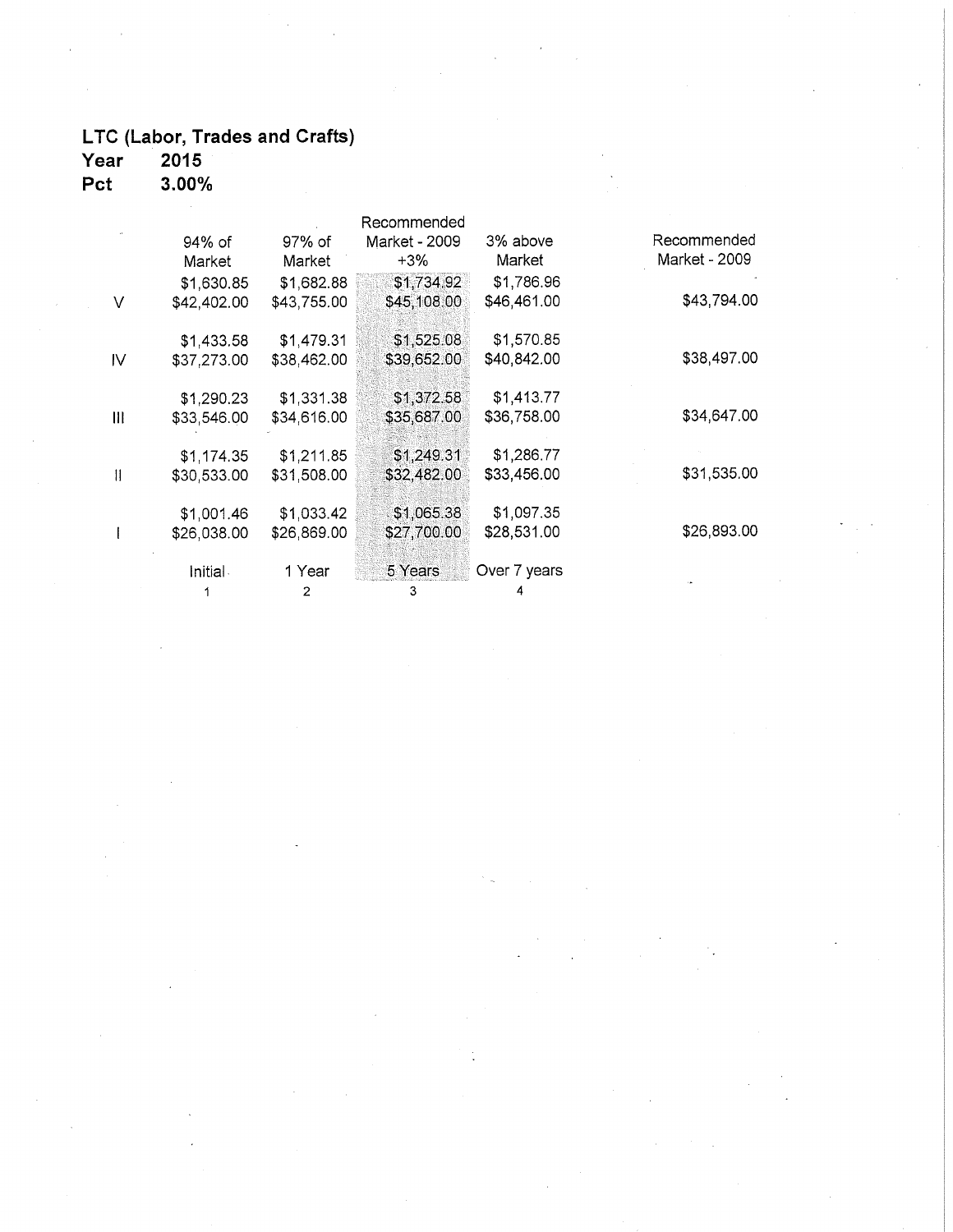**LTC (Labor, Trades and Crafts)**
**Year 2015**
**Pct 3.00%**

| | 94% of Market | 97% of Market | Recommended Market - 2009 +3% | 3% above Market | Recommended Market - 2009 |
|---|---|---|---|---|---|
| V | $1,630.85<br>$42,402.00 | $1,682.88<br>$43,755.00 | $1,734.92<br>$45,108.00 | $1,786.96<br>$46,461.00 | $43,794.00 |
| IV | $1,433.58<br>$37,273.00 | $1,479.31<br>$38,462.00 | $1,525.08<br>$39,652.00 | $1,570.85<br>$40,842.00 | $38,497.00 |
| III | $1,290.23<br>$33,546.00 | $1,331.38<br>$34,616.00 | $1,372.58<br>$35,687.00 | $1,413.77<br>$36,758.00 | $34,647.00 |
| II | $1,174.35<br>$30,533.00 | $1,211.85<br>$31,508.00 | $1,249.31<br>$32,482.00 | $1,286.77<br>$33,456.00 | $31,535.00 |
| I | $1,001.46<br>$26,038.00 | $1,033.42<br>$26,869.00 | $1,065.38<br>$27,700.00 | $1,097.35<br>$28,531.00 | $26,893.00 |
| | Initial<br>1 | 1 Year<br>2 | 5 Years<br>3 | Over 7 years<br>4 | |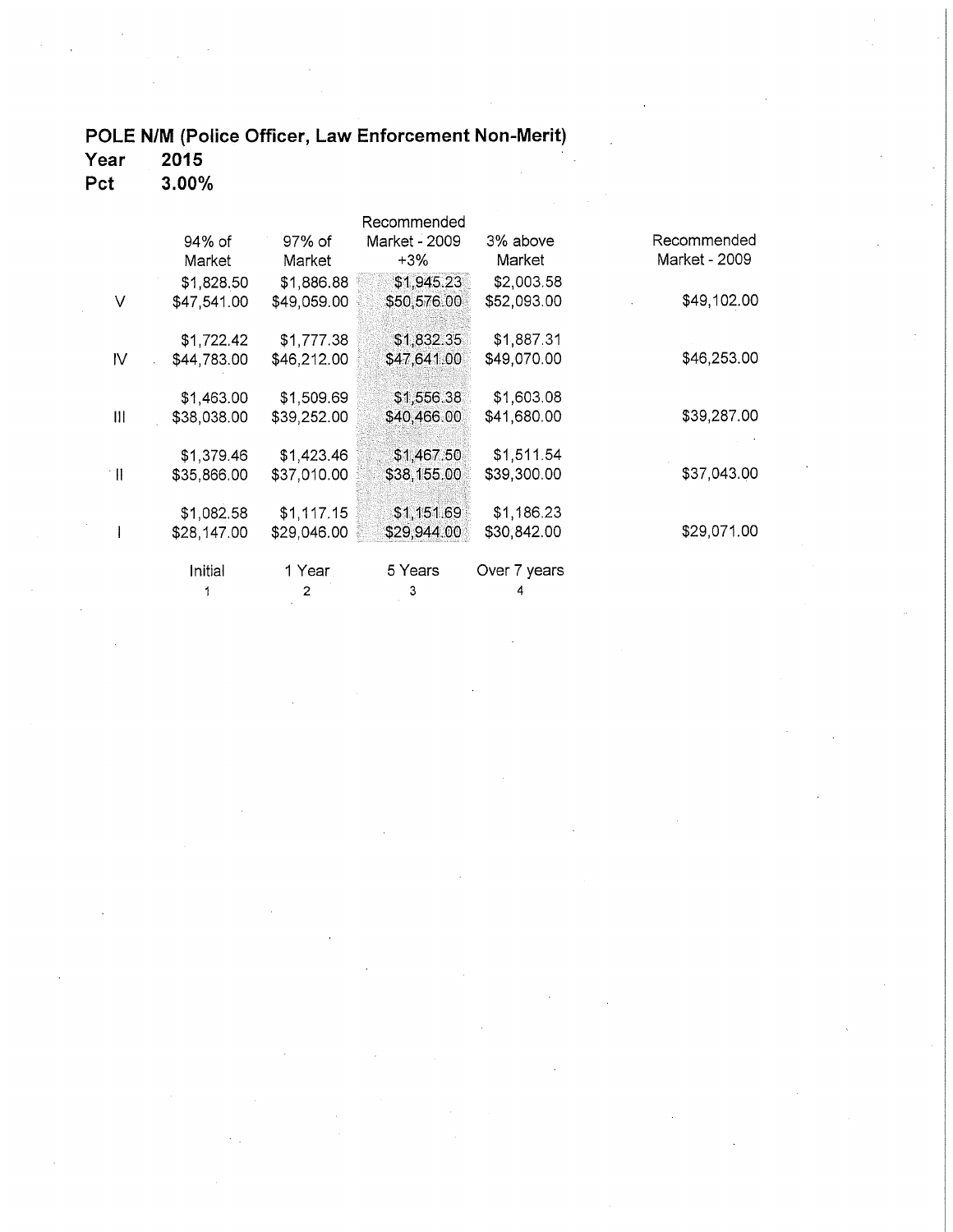**POLE N/M (Police Officer, Law Enforcement Non-Merit)**
**Year 2015**
**Pct 3.00%**

| | 94% of Market | 97% of Market | Recommended Market - 2009 +3% | 3% above Market | Recommended Market - 2009 |
|---|---|---|---|---|---|
| V | $1,828.50<br>$47,541.00 | $1,886.88<br>$49,059.00 | $1,945.23<br>$50,576.00 | $2,003.58<br>$52,093.00 | $49,102.00 |
| IV | $1,722.42<br>$44,783.00 | $1,777.38<br>$46,212.00 | $1,832.35<br>$47,641.00 | $1,887.31<br>$49,070.00 | $46,253.00 |
| III | $1,463.00<br>$38,038.00 | $1,509.69<br>$39,252.00 | $1,556.38<br>$40,466.00 | $1,603.08<br>$41,680.00 | $39,287.00 |
| II | $1,379.46<br>$35,866.00 | $1,423.46<br>$37,010.00 | $1,467.50<br>$38,155.00 | $1,511.54<br>$39,300.00 | $37,043.00 |
| I | $1,082.58<br>$28,147.00 | $1,117.15<br>$29,046.00 | $1,151.69<br>$29,944.00 | $1,186.23<br>$30,842.00 | $29,071.00 |
| | Initial<br>1 | 1 Year<br>2 | 5 Years<br>3 | Over 7 years<br>4 | |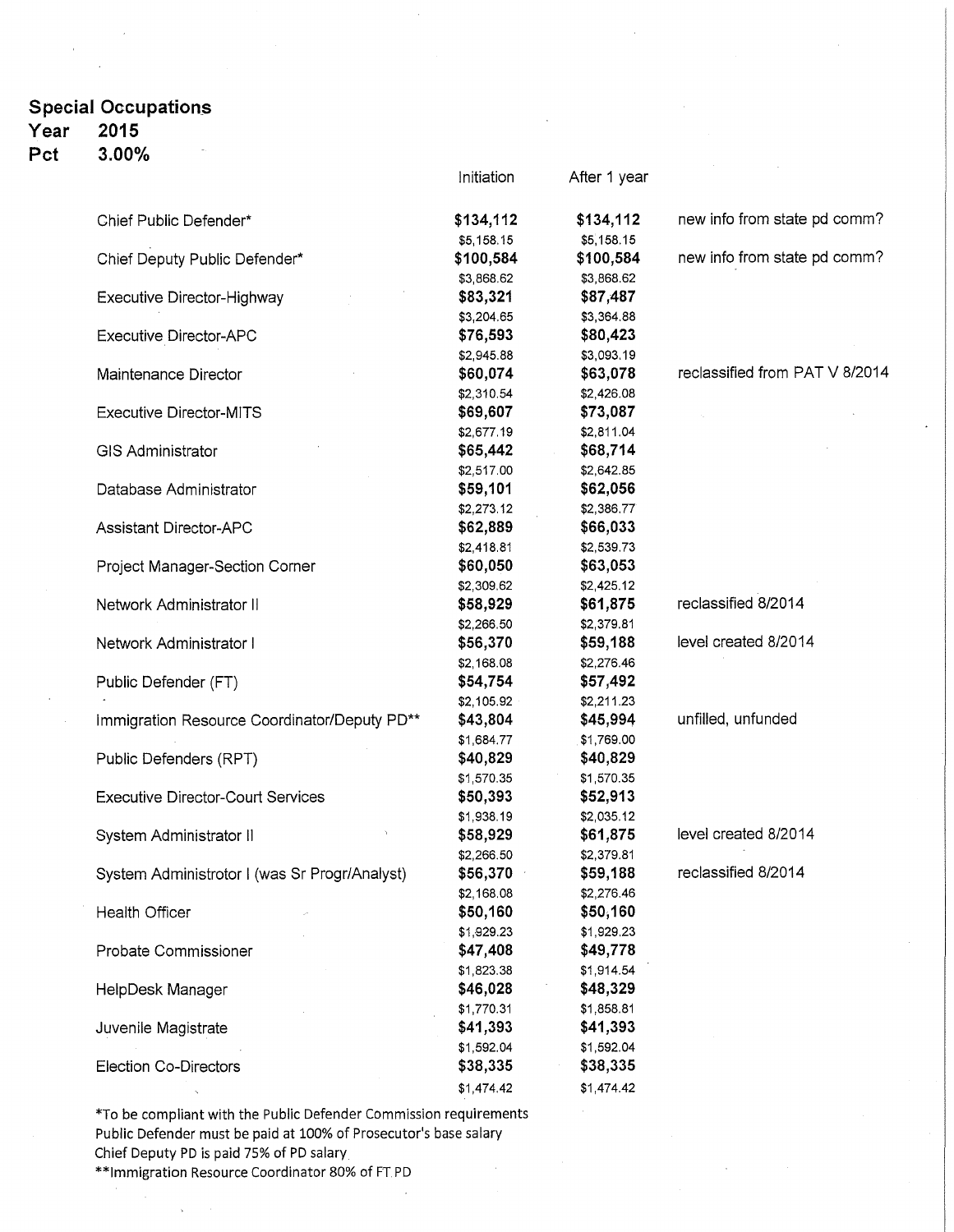**Special Occupations**
**Year 2015**
**Pct 3.00%**

| | Initiation | After 1 year | |
|---|---|---|---|
| Chief Public Defender* | **$134,112** | **$134,112** | new info from state pd comm? |
| | $5,158.15 | $5,158.15 | |
| Chief Deputy Public Defender* | **$100,584** | **$100,584** | new info from state pd comm? |
| | $3,868.62 | $3,868.62 | |
| Executive Director-Highway | **$83,321** | **$87,487** | |
| | $3,204.65 | $3,364.88 | |
| Executive Director-APC | **$76,593** | **$80,423** | |
| | $2,945.88 | $3,093.19 | |
| Maintenance Director | **$60,074** | **$63,078** | reclassified from PAT V 8/2014 |
| | $2,310.54 | $2,426.08 | |
| Executive Director-MITS | **$69,607** | **$73,087** | |
| | $2,677.19 | $2,811.04 | |
| GIS Administrator | **$65,442** | **$68,714** | |
| | $2,517.00 | $2,642.85 | |
| Database Administrator | **$59,101** | **$62,056** | |
| | $2,273.12 | $2,386.77 | |
| Assistant Director-APC | **$62,889** | **$66,033** | |
| | $2,418.81 | $2,539.73 | |
| Project Manager-Section Corner | **$60,050** | **$63,053** | |
| | $2,309.62 | $2,425.12 | |
| Network Administrator II | **$58,929** | **$61,875** | reclassified 8/2014 |
| | $2,266.50 | $2,379.81 | |
| Network Administrator I | **$56,370** | **$59,188** | level created 8/2014 |
| | $2,168.08 | $2,276.46 | |
| Public Defender (FT) | **$54,754** | **$57,492** | |
| | $2,105.92 | $2,211.23 | |
| Immigration Resource Coordinator/Deputy PD** | **$43,804** | **$45,994** | unfilled, unfunded |
| | $1,684.77 | $1,769.00 | |
| Public Defenders (RPT) | **$40,829** | **$40,829** | |
| | $1,570.35 | $1,570.35 | |
| Executive Director-Court Services | **$50,393** | **$52,913** | |
| | $1,938.19 | $2,035.12 | |
| System Administrator II | **$58,929** | **$61,875** | level created 8/2014 |
| | $2,266.50 | $2,379.81 | |
| System Administrotor I (was Sr Progr/Analyst) | **$56,370** | **$59,188** | reclassified 8/2014 |
| | $2,168.08 | $2,276.46 | |
| Health Officer | **$50,160** | **$50,160** | |
| | $1,929.23 | $1,929.23 | |
| Probate Commissioner | **$47,408** | **$49,778** | |
| | $1,823.38 | $1,914.54 | |
| HelpDesk Manager | **$46,028** | **$48,329** | |
| | $1,770.31 | $1,858.81 | |
| Juvenile Magistrate | **$41,393** | **$41,393** | |
| | $1,592.04 | $1,592.04 | |
| Election Co-Directors | **$38,335** | **$38,335** | |
| | $1,474.42 | $1,474.42 | |

*To be compliant with the Public Defender Commission requirements
Public Defender must be paid at 100% of Prosecutor's base salary
Chief Deputy PD is paid 75% of PD salary
**Immigration Resource Coordinator 80% of FT PD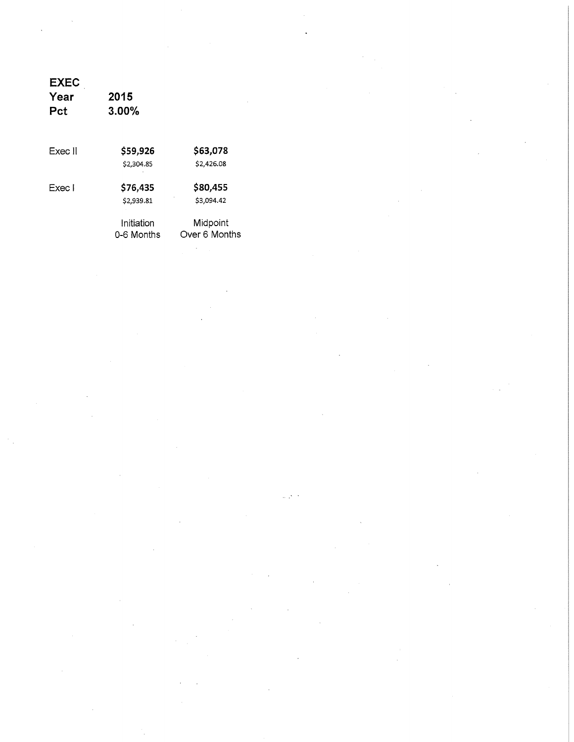**EXEC**
**Year** **2015**
**Pct** **3.00%**

| | Initiation 0-6 Months | Midpoint Over 6 Months |
|---|---|---|
| Exec II | **$59,926** | **$63,078** |
| | $2,304.85 | $2,426.08 |
| Exec I | **$76,435** | **$80,455** |
| | $2,939.81 | $3,094.42 |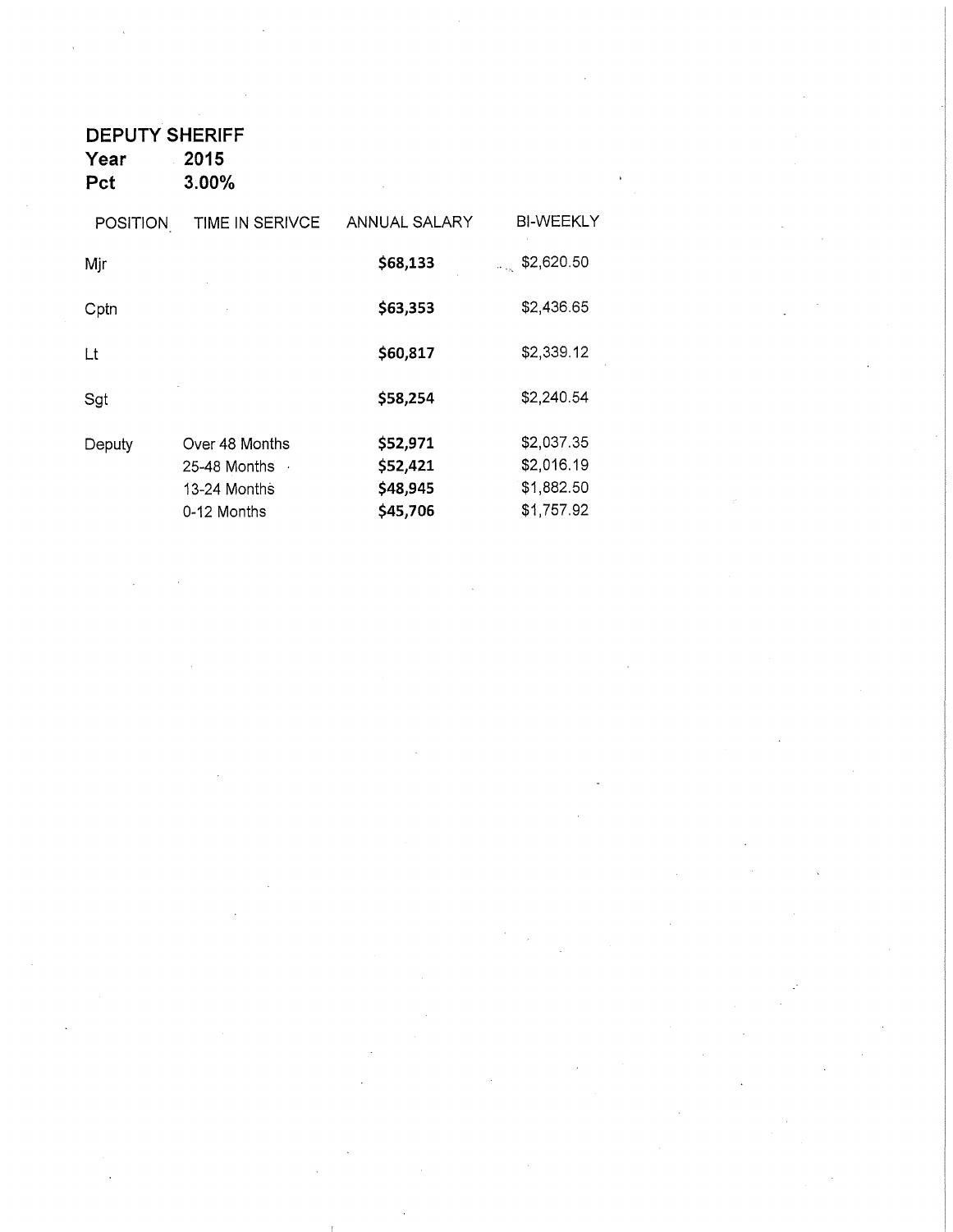**DEPUTY SHERIFF**

**Year** 2015

**Pct** 3.00%

| POSITION | TIME IN SERIVCE | ANNUAL SALARY | BI-WEEKLY |
|---|---|---|---|
| Mjr | | **$68,133** | $2,620.50 |
| Cptn | | **$63,353** | $2,436.65 |
| Lt | | **$60,817** | $2,339.12 |
| Sgt | | **$58,254** | $2,240.54 |
| Deputy | Over 48 Months | **$52,971** | $2,037.35 |
| | 25-48 Months | **$52,421** | $2,016.19 |
| | 13-24 Months | **$48,945** | $1,882.50 |
| | 0-12 Months | **$45,706** | $1,757.92 |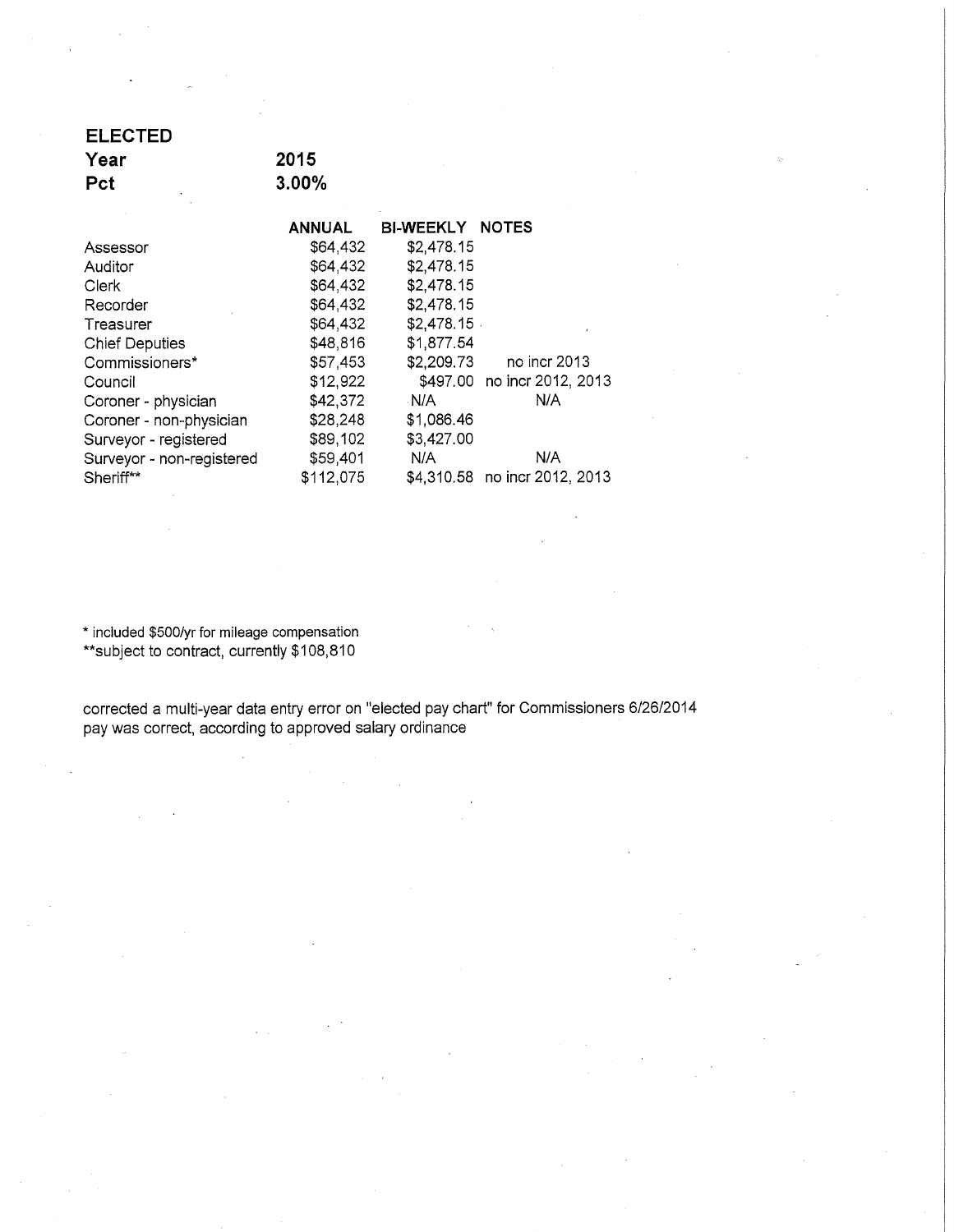**ELECTED**

| | |
|---|---|
| **Year** | **2015** |
| **Pct** | **3.00%** |

| | ANNUAL | BI-WEEKLY | NOTES |
|---|---|---|---|
| Assessor | $64,432 | $2,478.15 | |
| Auditor | $64,432 | $2,478.15 | |
| Clerk | $64,432 | $2,478.15 | |
| Recorder | $64,432 | $2,478.15 | |
| Treasurer | $64,432 | $2,478.15 | |
| Chief Deputies | $48,816 | $1,877.54 | |
| Commissioners* | $57,453 | $2,209.73 | no incr 2013 |
| Council | $12,922 | $497.00 | no incr 2012, 2013 |
| Coroner - physician | $42,372 | N/A | N/A |
| Coroner - non-physician | $28,248 | $1,086.46 | |
| Surveyor - registered | $89,102 | $3,427.00 | |
| Surveyor - non-registered | $59,401 | N/A | N/A |
| Sheriff** | $112,075 | $4,310.58 | no incr 2012, 2013 |

* included $500/yr for mileage compensation
**subject to contract, currently $108,810

corrected a multi-year data entry error on "elected pay chart" for Commissioners 6/26/2014
pay was correct, according to approved salary ordinance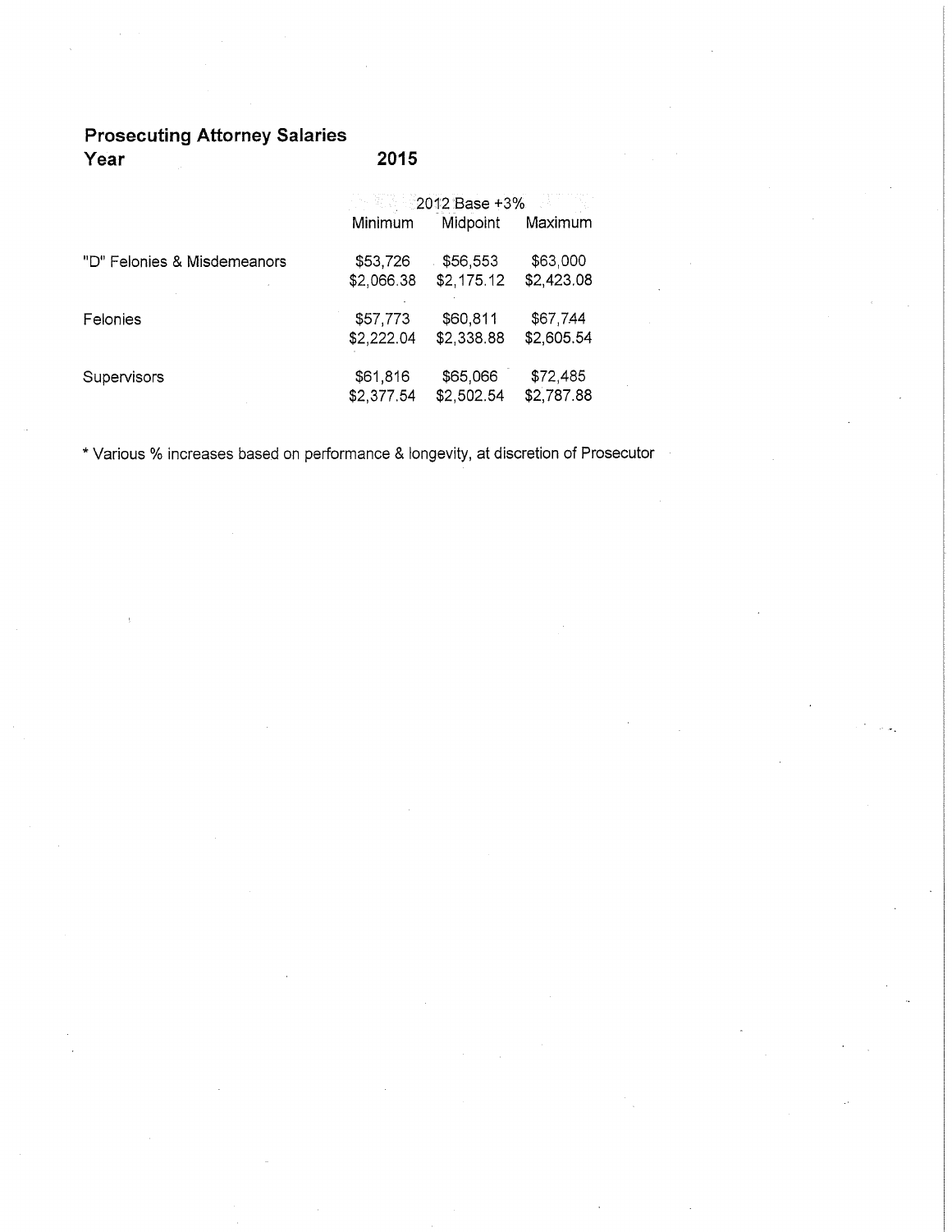## Prosecuting Attorney Salaries

**Year** **2015**

| | 2012 Base +3% | | |
|---|---|---|---|
| | Minimum | Midpoint | Maximum |
| "D" Felonies & Misdemeanors | $53,726 | $56,553 | $63,000 |
| | $2,066.38 | $2,175.12 | $2,423.08 |
| Felonies | $57,773 | $60,811 | $67,744 |
| | $2,222.04 | $2,338.88 | $2,605.54 |
| Supervisors | $61,816 | $65,066 | $72,485 |
| | $2,377.54 | $2,502.54 | $2,787.88 |

* Various % increases based on performance & longevity, at discretion of Prosecutor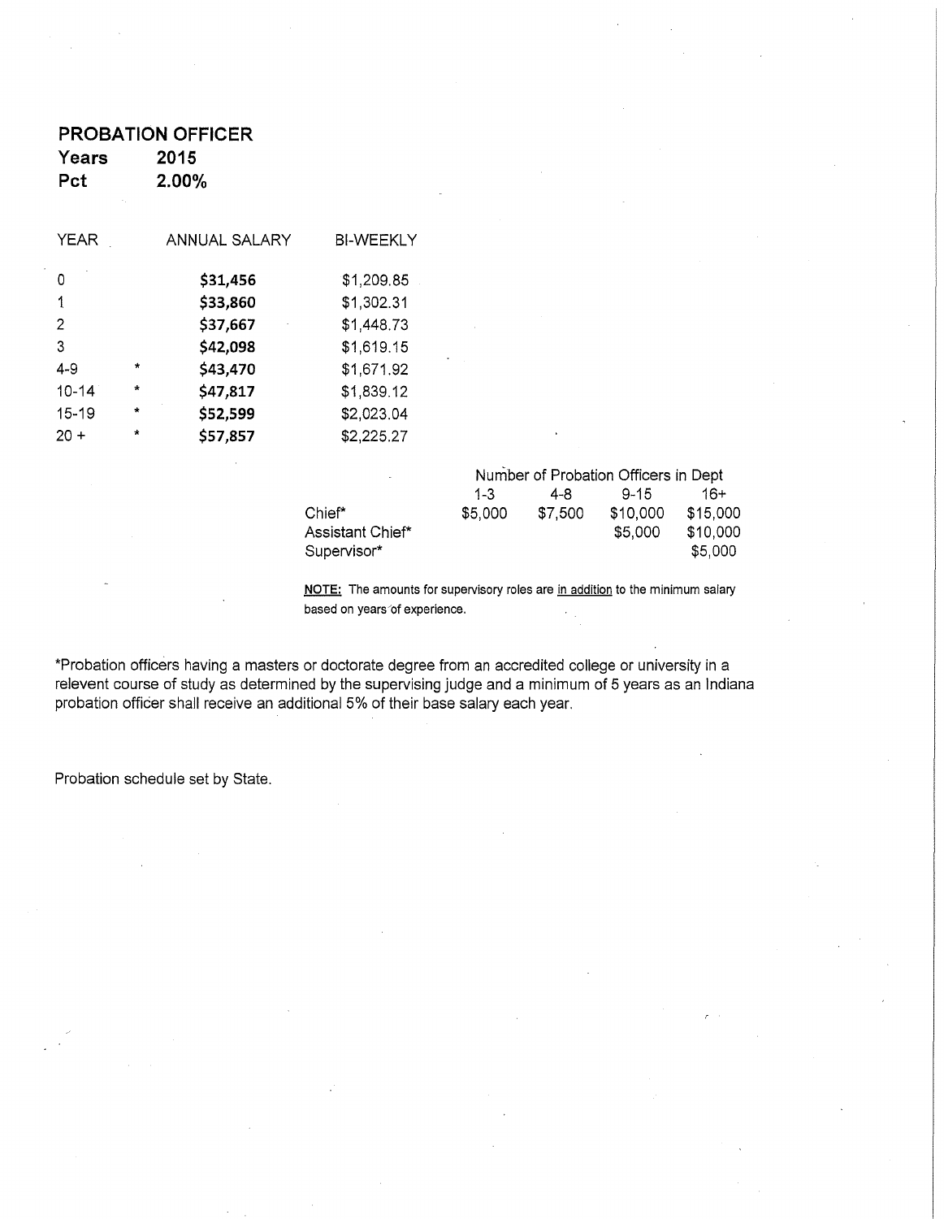**PROBATION OFFICER**

**Years** **2015**

**Pct** **2.00%**

| YEAR | | ANNUAL SALARY | BI-WEEKLY |
|---|---|---|---|
| 0 | | **$31,456** | $1,209.85 |
| 1 | | **$33,860** | $1,302.31 |
| 2 | | **$37,667** | $1,448.73 |
| 3 | | **$42,098** | $1,619.15 |
| 4-9 | * | **$43,470** | $1,671.92 |
| 10-14 | * | **$47,817** | $1,839.12 |
| 15-19 | * | **$52,599** | $2,023.04 |
| 20 + | * | **$57,857** | $2,225.27 |

| | Number of Probation Officers in Dept | | | |
|---|---|---|---|---|
| | 1-3 | 4-8 | 9-15 | 16+ |
| Chief* | $5,000 | $7,500 | $10,000 | $15,000 |
| Assistant Chief* | | | $5,000 | $10,000 |
| Supervisor* | | | | $5,000 |

**NOTE:** The amounts for supervisory roles are in addition to the minimum salary based on years of experience.

*Probation officers having a masters or doctorate degree from an accredited college or university in a relevent course of study as determined by the supervising judge and a minimum of 5 years as an Indiana probation officer shall receive an additional 5% of their base salary each year.

Probation schedule set by State.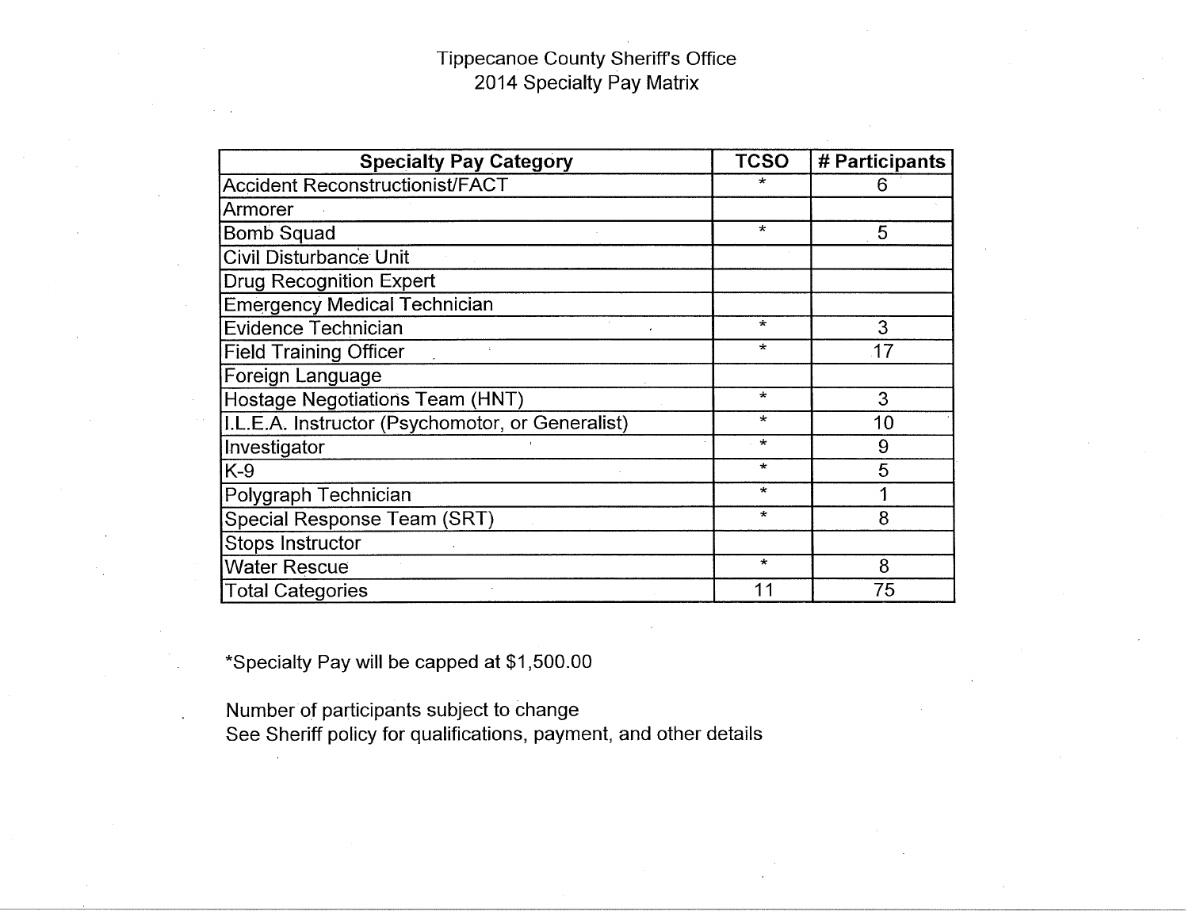# Tippecanoe County Sheriff's Office
## 2014 Specialty Pay Matrix

| Specialty Pay Category | TCSO | # Participants |
|---|---|---|
| Accident Reconstructionist/FACT | * | 6 |
| Armorer | | |
| Bomb Squad | * | 5 |
| Civil Disturbance Unit | | |
| Drug Recognition Expert | | |
| Emergency Medical Technician | | |
| Evidence Technician | * | 3 |
| Field Training Officer | * | 17 |
| Foreign Language | | |
| Hostage Negotiations Team (HNT) | * | 3 |
| I.L.E.A. Instructor (Psychomotor, or Generalist) | * | 10 |
| Investigator | * | 9 |
| K-9 | * | 5 |
| Polygraph Technician | * | 1 |
| Special Response Team (SRT) | * | 8 |
| Stops Instructor | | |
| Water Rescue | * | 8 |
| Total Categories | 11 | 75 |

*Specialty Pay will be capped at $1,500.00

Number of participants subject to change
See Sheriff policy for qualifications, payment, and other details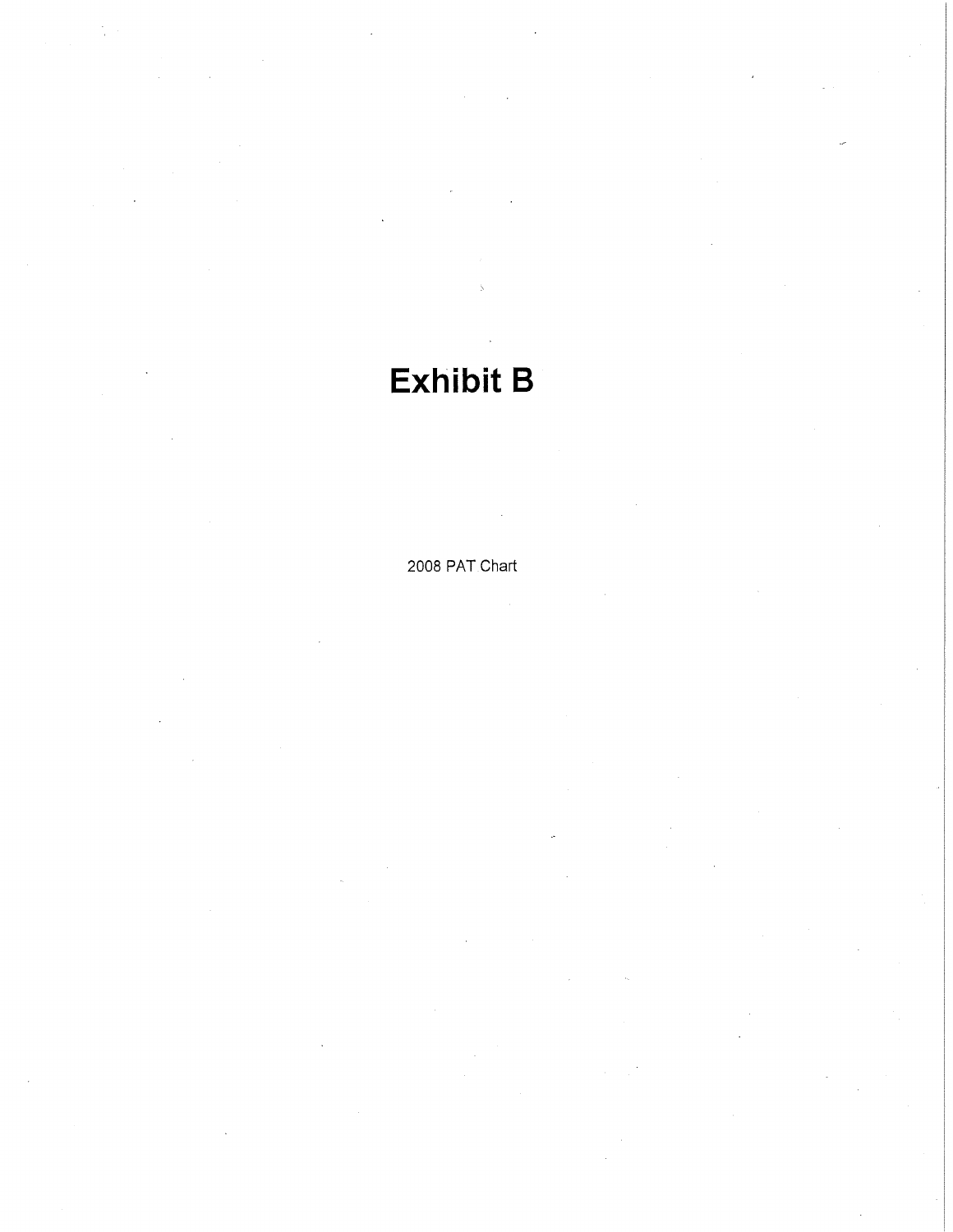# Exhibit B

2008 PAT Chart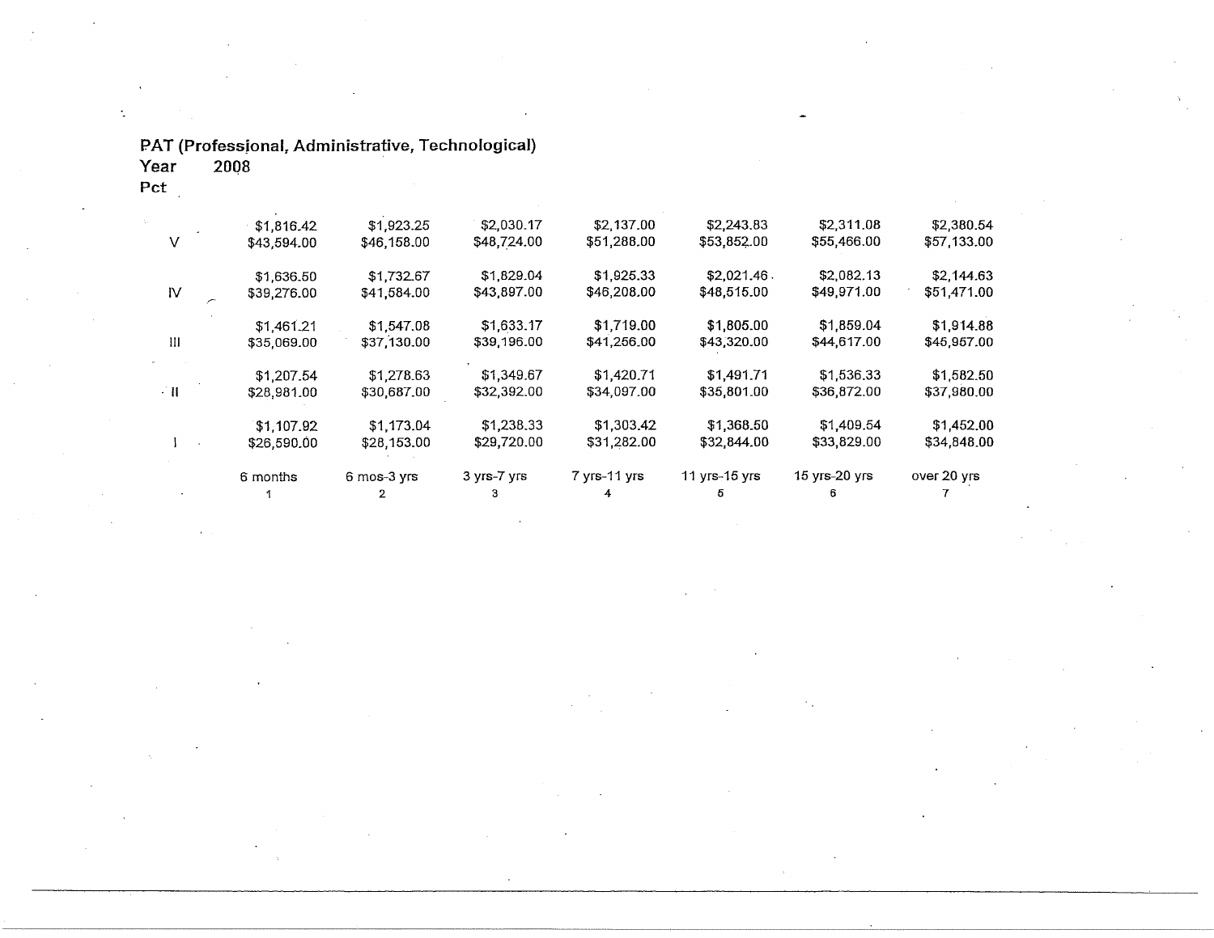**PAT (Professional, Administrative, Technological)**
**Year** 2008
**Pct**

| | | | | | | | |
|---|---|---|---|---|---|---|---|
| V | $1,816.42<br>$43,594.00 | $1,923.25<br>$46,158.00 | $2,030.17<br>$48,724.00 | $2,137.00<br>$51,288.00 | $2,243.83<br>$53,852.00 | $2,311.08<br>$55,466.00 | $2,380.54<br>$57,133.00 |
| IV | $1,636.50<br>$39,276.00 | $1,732.67<br>$41,584.00 | $1,829.04<br>$43,897.00 | $1,925.33<br>$46,208.00 | $2,021.46<br>$48,515.00 | $2,082.13<br>$49,971.00 | $2,144.63<br>$51,471.00 |
| III | $1,461.21<br>$35,069.00 | $1,547.08<br>$37,130.00 | $1,633.17<br>$39,196.00 | $1,719.00<br>$41,256.00 | $1,805.00<br>$43,320.00 | $1,859.04<br>$44,617.00 | $1,914.88<br>$45,957.00 |
| II | $1,207.54<br>$28,981.00 | $1,278.63<br>$30,687.00 | $1,349.67<br>$32,392.00 | $1,420.71<br>$34,097.00 | $1,491.71<br>$35,801.00 | $1,536.33<br>$36,872.00 | $1,582.50<br>$37,980.00 |
| I | $1,107.92<br>$26,590.00 | $1,173.04<br>$28,153.00 | $1,238.33<br>$29,720.00 | $1,303.42<br>$31,282.00 | $1,368.50<br>$32,844.00 | $1,409.54<br>$33,829.00 | $1,452.00<br>$34,848.00 |
| | 6 months<br>1 | 6 mos-3 yrs<br>2 | 3 yrs-7 yrs<br>3 | 7 yrs-11 yrs<br>4 | 11 yrs-15 yrs<br>5 | 15 yrs-20 yrs<br>6 | over 20 yrs<br>7 |